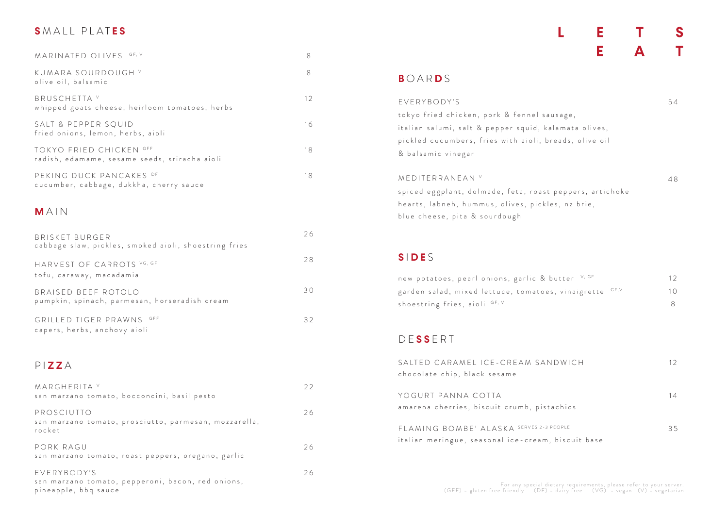# LETS EAT

## SMALL PLATES

MARINATED OLIVES GF, V — 8

KUMARA SOURDOUGH V — 8
olive oil, balsamic

BRUSCHETTA V — 12
whipped goats cheese, heirloom tomatoes, herbs

SALT & PEPPER SQUID — 16
fried onions, lemon, herbs, aioli

TOKYO FRIED CHICKEN GFF — 18
radish, edamame, sesame seeds, sriracha aioli

PEKING DUCK PANCAKES DF — 18
cucumber, cabbage, dukkha, cherry sauce

## MAIN

BRISKET BURGER — 26
cabbage slaw, pickles, smoked aioli, shoestring fries

HARVEST OF CARROTS VG, GF — 28
tofu, caraway, macadamia

BRAISED BEEF ROTOLO — 30
pumpkin, spinach, parmesan, horseradish cream

GRILLED TIGER PRAWNS GFF — 32
capers, herbs, anchovy aioli

## PIZZA

MARGHERITA V — 22
san marzano tomato, bocconcini, basil pesto

PROSCIUTTO — 26
san marzano tomato, prosciutto, parmesan, mozzarella, rocket

PORK RAGU — 26
san marzano tomato, roast peppers, oregano, garlic

EVERYBODY'S — 26
san marzano tomato, pepperoni, bacon, red onions, pineapple, bbq sauce

## BOARDS

EVERYBODY'S — 54
tokyo fried chicken, pork & fennel sausage, italian salumi, salt & pepper squid, kalamata olives, pickled cucumbers, fries with aioli, breads, olive oil & balsamic vinegar

MEDITERRANEAN V — 48
spiced eggplant, dolmade, feta, roast peppers, artichoke hearts, labneh, hummus, olives, pickles, nz brie, blue cheese, pita & sourdough

## SIDES

new potatoes, pearl onions, garlic & butter V, GF — 12

garden salad, mixed lettuce, tomatoes, vinaigrette GF,V — 10

shoestring fries, aioli GF, V — 8

## DESSERT

SALTED CARAMEL ICE-CREAM SANDWICH — 12
chocolate chip, black sesame

YOGURT PANNA COTTA — 14
amarena cherries, biscuit crumb, pistachios

FLAMING BOMBE' ALASKA SERVES 2-3 PEOPLE — 35
italian meringue, seasonal ice-cream, biscuit base

For any special dietary requirements, please refer to your server.
(GFF) = gluten free friendly (DF) = dairy free (VG) = vegan (V) = vegetarian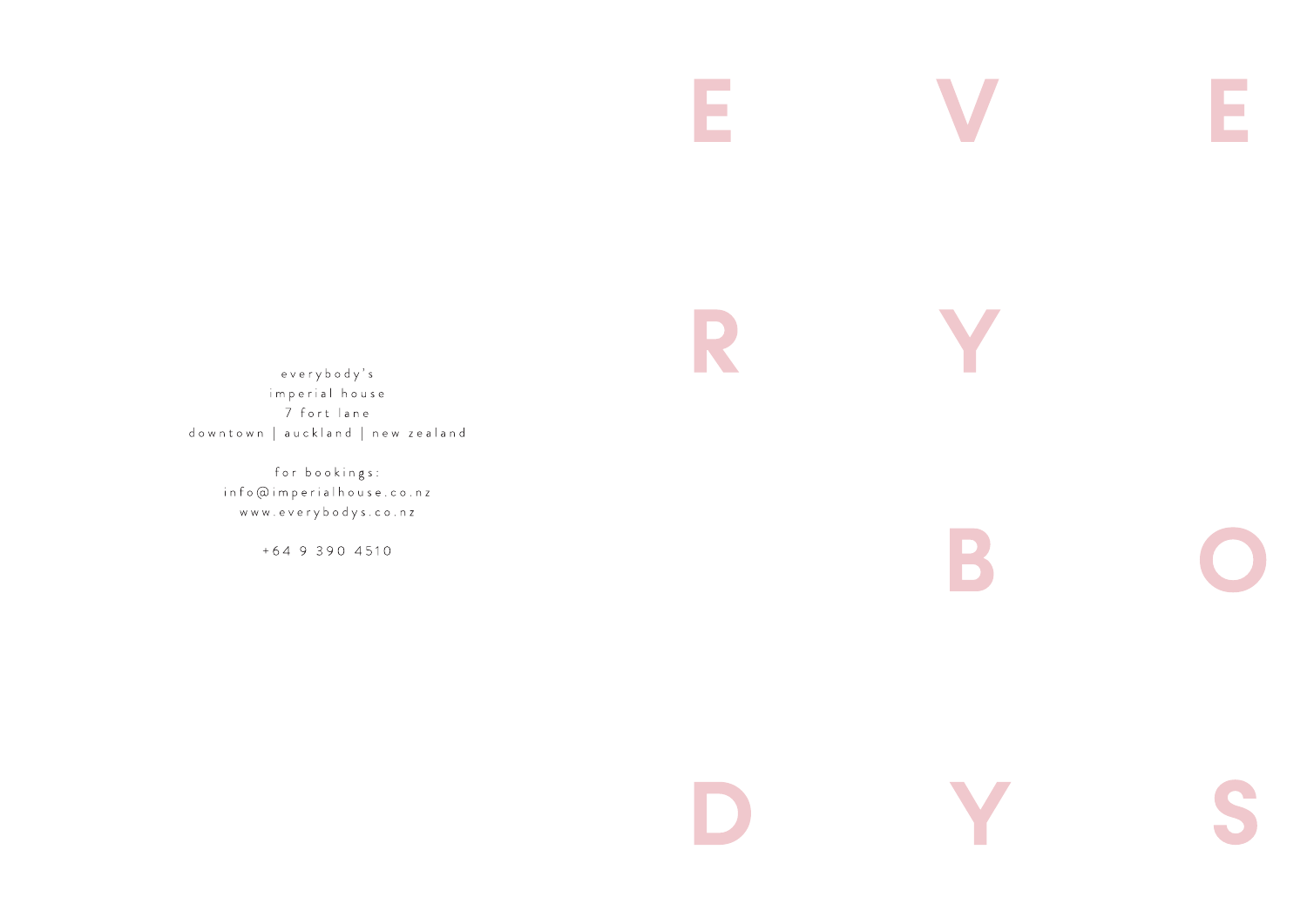everybody's
imperial house
7 fort lane
downtown | auckland | new zealand

for bookings:
info@imperialhouse.co.nz
www.everybodys.co.nz

+64 9 390 4510

E V E
R Y
B O
D Y S